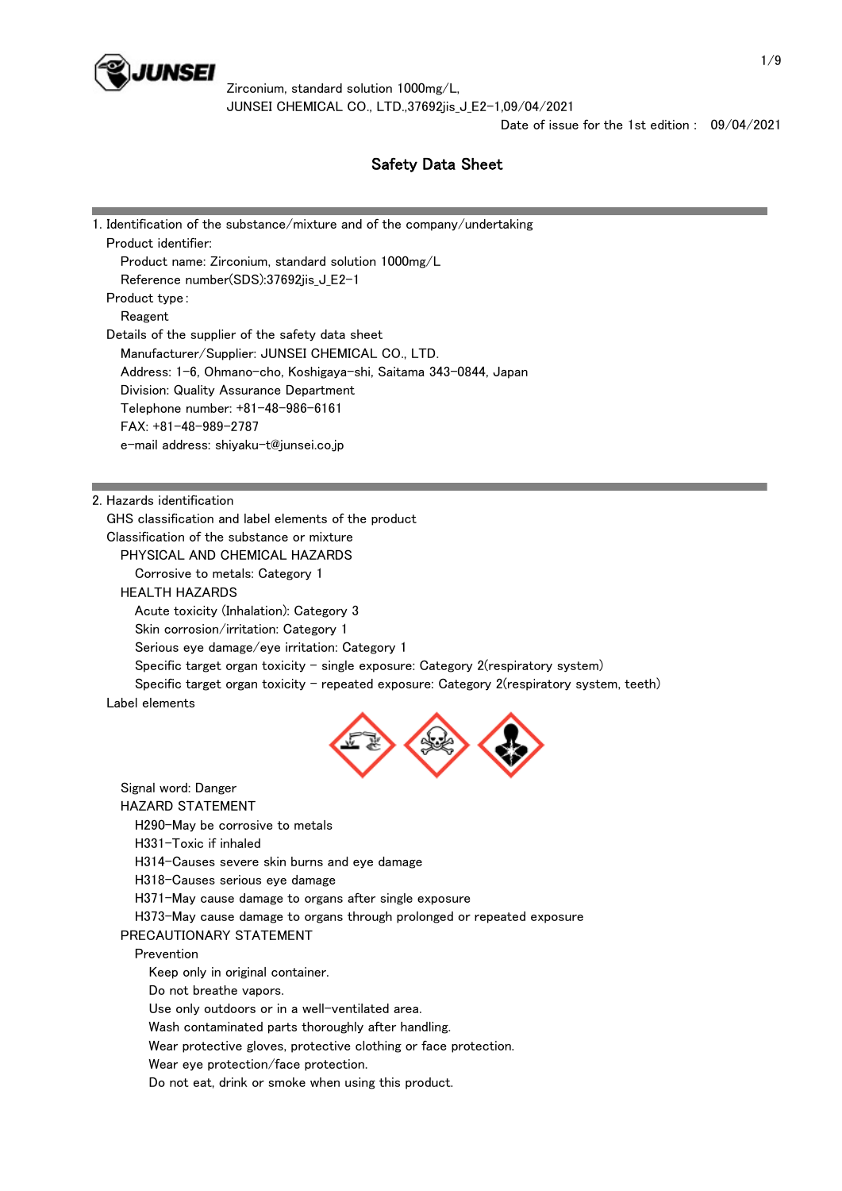Zirconium, standard solution 1000mg/L,
JUNSEI CHEMICAL CO., LTD.,37692jis_J_E2-1,09/04/2021
Date of issue for the 1st edition : 09/04/2021

# Safety Data Sheet

## 1. Identification of the substance/mixture and of the company/undertaking

Product identifier:
- Product name: Zirconium, standard solution 1000mg/L
- Reference number(SDS):37692jis_J_E2-1

Product type :
- Reagent

Details of the supplier of the safety data sheet
- Manufacturer/Supplier: JUNSEI CHEMICAL CO., LTD.
- Address: 1-6, Ohmano-cho, Koshigaya-shi, Saitama 343-0844, Japan
- Division: Quality Assurance Department
- Telephone number: +81-48-986-6161
- FAX: +81-48-989-2787
- e-mail address: shiyaku-t@junsei.co.jp

## 2. Hazards identification

GHS classification and label elements of the product

Classification of the substance or mixture

PHYSICAL AND CHEMICAL HAZARDS
- Corrosive to metals: Category 1

HEALTH HAZARDS
- Acute toxicity (Inhalation): Category 3
- Skin corrosion/irritation: Category 1
- Serious eye damage/eye irritation: Category 1
- Specific target organ toxicity - single exposure: Category 2(respiratory system)
- Specific target organ toxicity - repeated exposure: Category 2(respiratory system, teeth)

Label elements

Signal word: Danger

HAZARD STATEMENT
- H290-May be corrosive to metals
- H331-Toxic if inhaled
- H314-Causes severe skin burns and eye damage
- H318-Causes serious eye damage
- H371-May cause damage to organs after single exposure
- H373-May cause damage to organs through prolonged or repeated exposure

PRECAUTIONARY STATEMENT

Prevention
- Keep only in original container.
- Do not breathe vapors.
- Use only outdoors or in a well-ventilated area.
- Wash contaminated parts thoroughly after handling.
- Wear protective gloves, protective clothing or face protection.
- Wear eye protection/face protection.
- Do not eat, drink or smoke when using this product.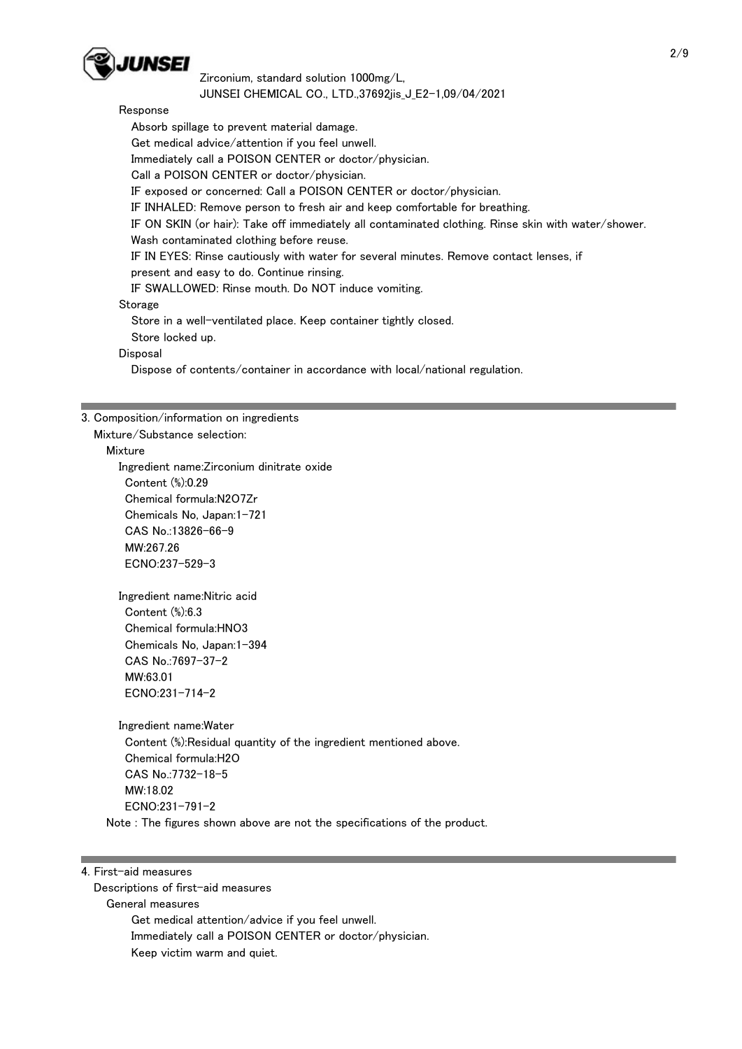Response

Absorb spillage to prevent material damage.
Get medical advice/attention if you feel unwell.
Immediately call a POISON CENTER or doctor/physician.
Call a POISON CENTER or doctor/physician.
IF exposed or concerned: Call a POISON CENTER or doctor/physician.
IF INHALED: Remove person to fresh air and keep comfortable for breathing.
IF ON SKIN (or hair): Take off immediately all contaminated clothing. Rinse skin with water/shower.
Wash contaminated clothing before reuse.
IF IN EYES: Rinse cautiously with water for several minutes. Remove contact lenses, if present and easy to do. Continue rinsing.
IF SWALLOWED: Rinse mouth. Do NOT induce vomiting.

Storage

Store in a well-ventilated place. Keep container tightly closed.
Store locked up.

Disposal

Dispose of contents/container in accordance with local/national regulation.

## 3. Composition/information on ingredients

Mixture/Substance selection:

Mixture

Ingredient name:Zirconium dinitrate oxide
Content (%):0.29
Chemical formula:$N_2O_7Zr$
Chemicals No, Japan:1-721
CAS No.:13826-66-9
MW:267.26
ECNO:237-529-3

Ingredient name:Nitric acid
Content (%):6.3
Chemical formula:$HNO_3$
Chemicals No, Japan:1-394
CAS No.:7697-37-2
MW:63.01
ECNO:231-714-2

Ingredient name:Water
Content (%):Residual quantity of the ingredient mentioned above.
Chemical formula:$H_2O$
CAS No.:7732-18-5
MW:18.02
ECNO:231-791-2

Note : The figures shown above are not the specifications of the product.

## 4. First-aid measures

Descriptions of first-aid measures

General measures

Get medical attention/advice if you feel unwell.
Immediately call a POISON CENTER or doctor/physician.
Keep victim warm and quiet.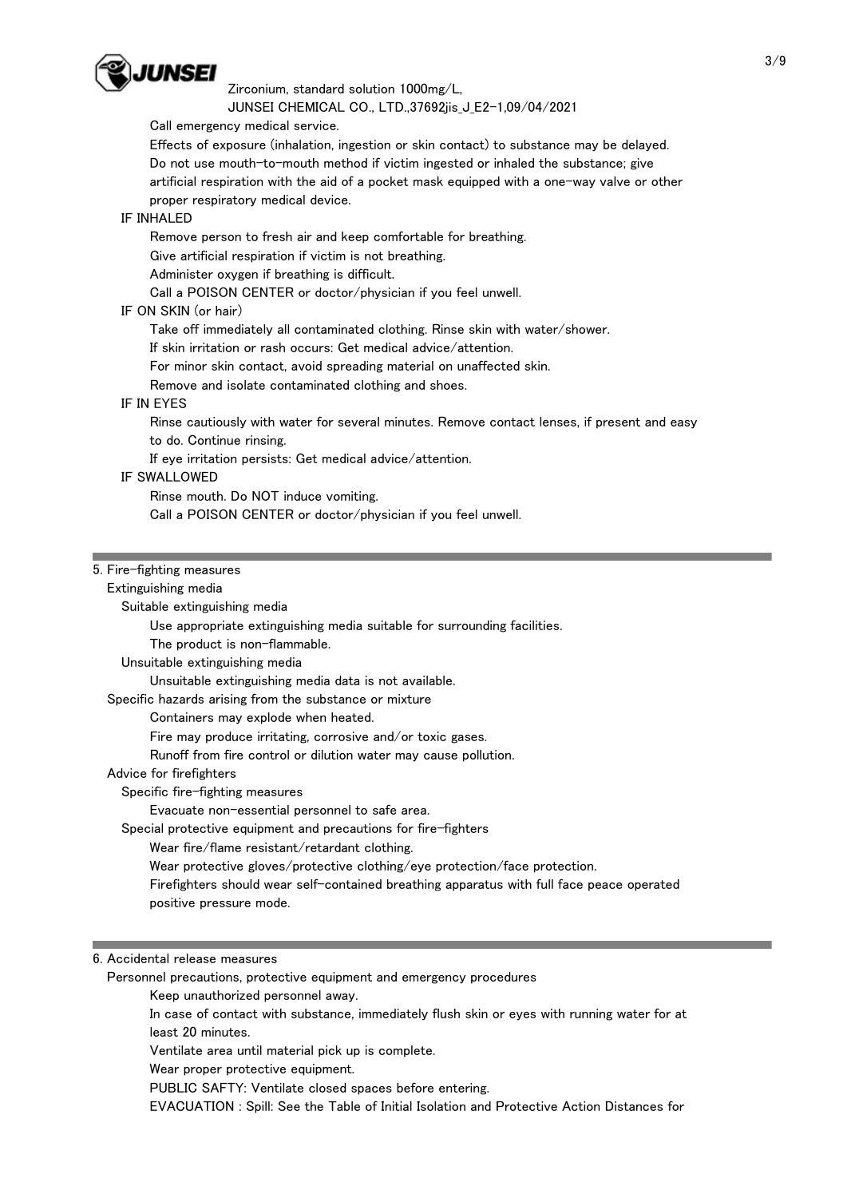Call emergency medical service.

Effects of exposure (inhalation, ingestion or skin contact) to substance may be delayed.

Do not use mouth-to-mouth method if victim ingested or inhaled the substance; give artificial respiration with the aid of a pocket mask equipped with a one-way valve or other proper respiratory medical device.

IF INHALED

Remove person to fresh air and keep comfortable for breathing.

Give artificial respiration if victim is not breathing.

Administer oxygen if breathing is difficult.

Call a POISON CENTER or doctor/physician if you feel unwell.

IF ON SKIN (or hair)

Take off immediately all contaminated clothing. Rinse skin with water/shower.

If skin irritation or rash occurs: Get medical advice/attention.

For minor skin contact, avoid spreading material on unaffected skin.

Remove and isolate contaminated clothing and shoes.

IF IN EYES

Rinse cautiously with water for several minutes. Remove contact lenses, if present and easy to do. Continue rinsing.

If eye irritation persists: Get medical advice/attention.

IF SWALLOWED

Rinse mouth. Do NOT induce vomiting.

Call a POISON CENTER or doctor/physician if you feel unwell.

## 5. Fire-fighting measures

Extinguishing media

Suitable extinguishing media

Use appropriate extinguishing media suitable for surrounding facilities.

The product is non-flammable.

Unsuitable extinguishing media

Unsuitable extinguishing media data is not available.

Specific hazards arising from the substance or mixture

Containers may explode when heated.

Fire may produce irritating, corrosive and/or toxic gases.

Runoff from fire control or dilution water may cause pollution.

Advice for firefighters

Specific fire-fighting measures

Evacuate non-essential personnel to safe area.

Special protective equipment and precautions for fire-fighters

Wear fire/flame resistant/retardant clothing.

Wear protective gloves/protective clothing/eye protection/face protection.

Firefighters should wear self-contained breathing apparatus with full face peace operated positive pressure mode.

## 6. Accidental release measures

Personnel precautions, protective equipment and emergency procedures

Keep unauthorized personnel away.

In case of contact with substance, immediately flush skin or eyes with running water for at least 20 minutes.

Ventilate area until material pick up is complete.

Wear proper protective equipment.

PUBLIC SAFTY: Ventilate closed spaces before entering.

EVACUATION : Spill: See the Table of Initial Isolation and Protective Action Distances for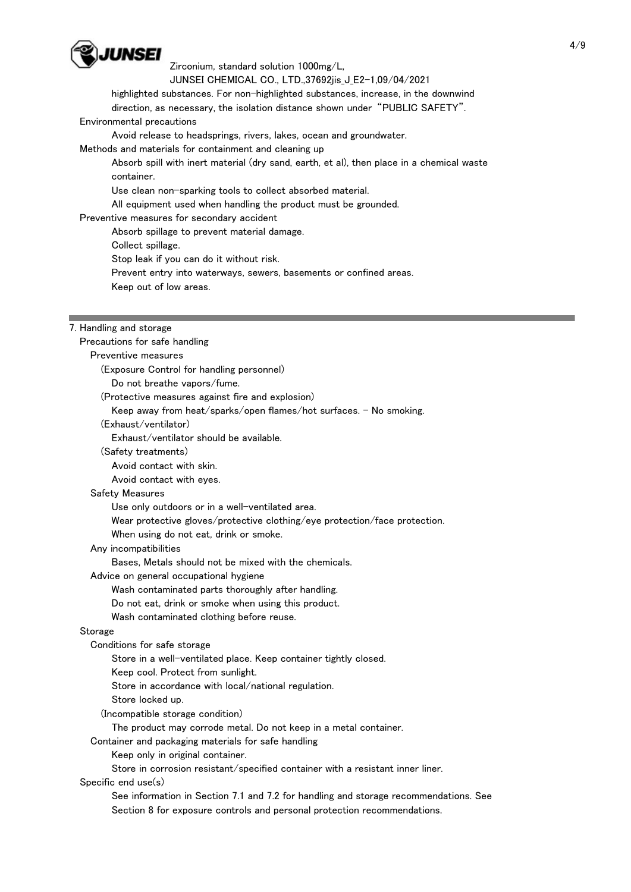highlighted substances. For non-highlighted substances, increase, in the downwind direction, as necessary, the isolation distance shown under "PUBLIC SAFETY".

Environmental precautions

Avoid release to headsprings, rivers, lakes, ocean and groundwater.

Methods and materials for containment and cleaning up

Absorb spill with inert material (dry sand, earth, et al), then place in a chemical waste container.

Use clean non-sparking tools to collect absorbed material.

All equipment used when handling the product must be grounded.

Preventive measures for secondary accident

Absorb spillage to prevent material damage.

Collect spillage.

Stop leak if you can do it without risk.

Prevent entry into waterways, sewers, basements or confined areas.

Keep out of low areas.

## 7. Handling and storage

Precautions for safe handling

Preventive measures

(Exposure Control for handling personnel)

Do not breathe vapors/fume.

(Protective measures against fire and explosion)

Keep away from heat/sparks/open flames/hot surfaces. - No smoking.

(Exhaust/ventilator)

Exhaust/ventilator should be available.

(Safety treatments)

Avoid contact with skin.

Avoid contact with eyes.

Safety Measures

Use only outdoors or in a well-ventilated area.

Wear protective gloves/protective clothing/eye protection/face protection.

When using do not eat, drink or smoke.

Any incompatibilities

Bases, Metals should not be mixed with the chemicals.

Advice on general occupational hygiene

Wash contaminated parts thoroughly after handling.

Do not eat, drink or smoke when using this product.

Wash contaminated clothing before reuse.

Storage

Conditions for safe storage

Store in a well-ventilated place. Keep container tightly closed.

Keep cool. Protect from sunlight.

Store in accordance with local/national regulation.

Store locked up.

(Incompatible storage condition)

The product may corrode metal. Do not keep in a metal container.

Container and packaging materials for safe handling

Keep only in original container.

Store in corrosion resistant/specified container with a resistant inner liner.

Specific end use(s)

See information in Section 7.1 and 7.2 for handling and storage recommendations. See Section 8 for exposure controls and personal protection recommendations.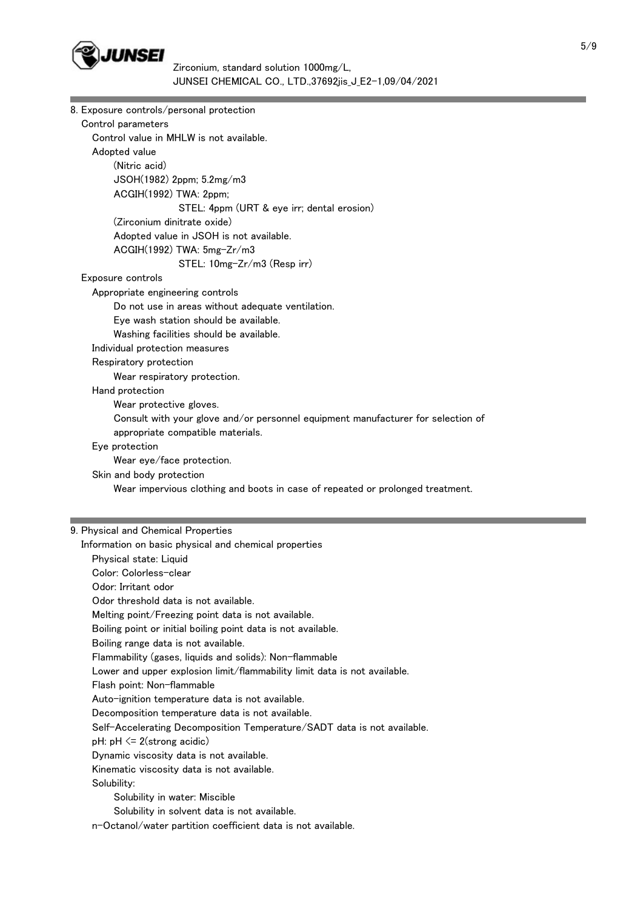## 8. Exposure controls/personal protection

Control parameters

Control value in MHLW is not available.

Adopted value

(Nitric acid)

JSOH(1982) 2ppm; 5.2mg/m3

ACGIH(1992) TWA: 2ppm;

STEL: 4ppm (URT & eye irr; dental erosion)

(Zirconium dinitrate oxide)

Adopted value in JSOH is not available.

ACGIH(1992) TWA: 5mg-Zr/m3

STEL: 10mg-Zr/m3 (Resp irr)

Exposure controls

Appropriate engineering controls

Do not use in areas without adequate ventilation.

Eye wash station should be available.

Washing facilities should be available.

Individual protection measures

Respiratory protection

Wear respiratory protection.

Hand protection

Wear protective gloves.

Consult with your glove and/or personnel equipment manufacturer for selection of appropriate compatible materials.

Eye protection

Wear eye/face protection.

Skin and body protection

Wear impervious clothing and boots in case of repeated or prolonged treatment.

## 9. Physical and Chemical Properties

Information on basic physical and chemical properties

Physical state: Liquid

Color: Colorless-clear

Odor: Irritant odor

Odor threshold data is not available.

Melting point/Freezing point data is not available.

Boiling point or initial boiling point data is not available.

Boiling range data is not available.

Flammability (gases, liquids and solids): Non-flammable

Lower and upper explosion limit/flammability limit data is not available.

Flash point: Non-flammable

Auto-ignition temperature data is not available.

Decomposition temperature data is not available.

Self-Accelerating Decomposition Temperature/SADT data is not available.

pH: pH <= 2(strong acidic)

Dynamic viscosity data is not available.

Kinematic viscosity data is not available.

Solubility:

Solubility in water: Miscible

Solubility in solvent data is not available.

n-Octanol/water partition coefficient data is not available.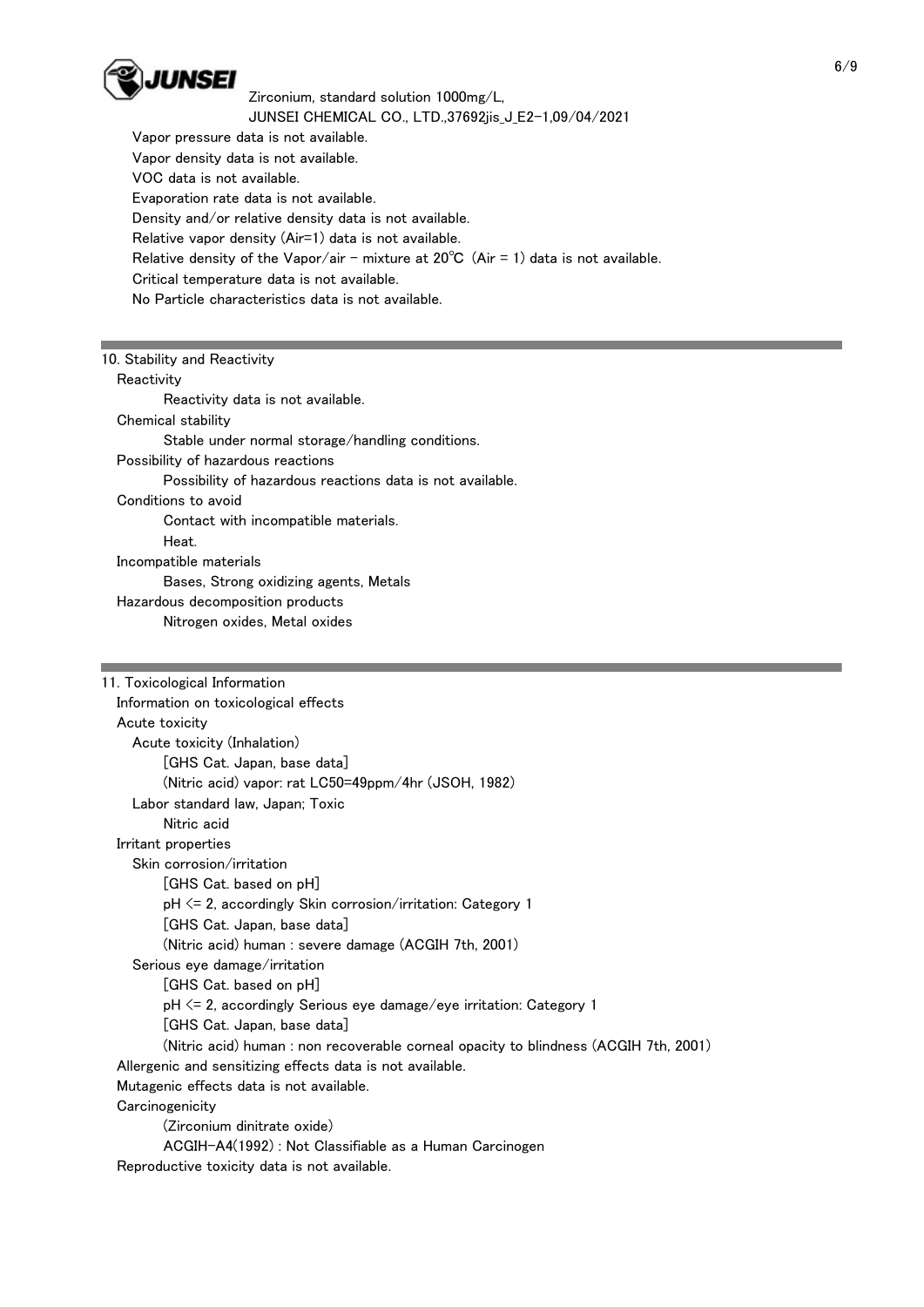Vapor pressure data is not available.
Vapor density data is not available.
VOC data is not available.
Evaporation rate data is not available.
Density and/or relative density data is not available.
Relative vapor density (Air=1) data is not available.
Relative density of the Vapor/air - mixture at 20℃ (Air = 1) data is not available.
Critical temperature data is not available.
No Particle characteristics data is not available.

## 10. Stability and Reactivity

Reactivity

Reactivity data is not available.

Chemical stability

Stable under normal storage/handling conditions.

Possibility of hazardous reactions

Possibility of hazardous reactions data is not available.

Conditions to avoid

Contact with incompatible materials.

Heat.

Incompatible materials

Bases, Strong oxidizing agents, Metals

Hazardous decomposition products

Nitrogen oxides, Metal oxides

## 11. Toxicological Information

Information on toxicological effects

Acute toxicity

Acute toxicity (Inhalation)

[GHS Cat. Japan, base data]

(Nitric acid) vapor: rat LC50=49ppm/4hr (JSOH, 1982)

Labor standard law, Japan; Toxic

Nitric acid

Irritant properties

Skin corrosion/irritation

[GHS Cat. based on pH]

pH <= 2, accordingly Skin corrosion/irritation: Category 1

[GHS Cat. Japan, base data]

(Nitric acid) human : severe damage (ACGIH 7th, 2001)

Serious eye damage/irritation

[GHS Cat. based on pH]

pH <= 2, accordingly Serious eye damage/eye irritation: Category 1

[GHS Cat. Japan, base data]

(Nitric acid) human : non recoverable corneal opacity to blindness (ACGIH 7th, 2001)

Allergenic and sensitizing effects data is not available.

Mutagenic effects data is not available.

Carcinogenicity

(Zirconium dinitrate oxide)

ACGIH-A4(1992) : Not Classifiable as a Human Carcinogen

Reproductive toxicity data is not available.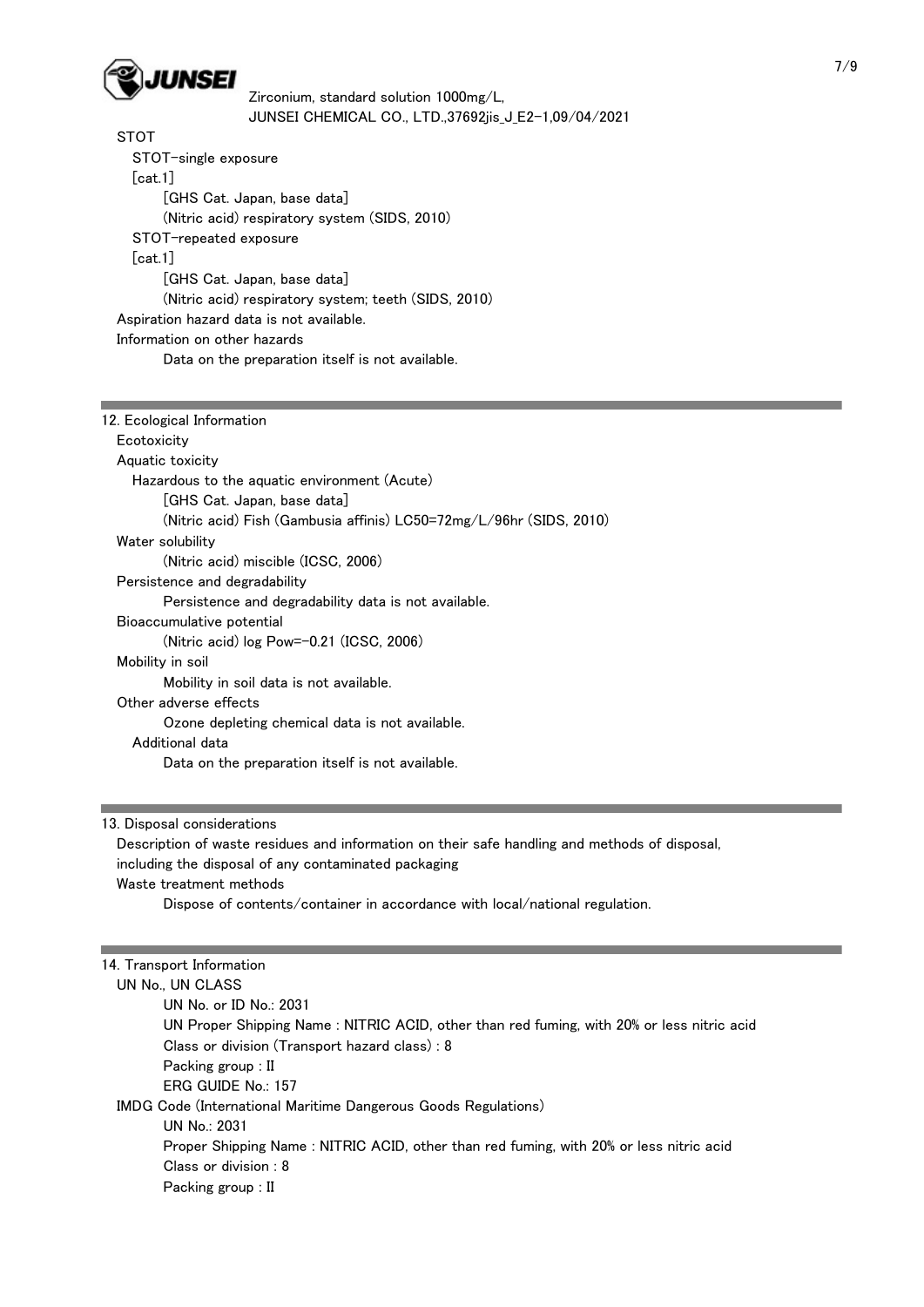STOT

STOT-single exposure

[cat.1]

[GHS Cat. Japan, base data]

(Nitric acid) respiratory system (SIDS, 2010)

STOT-repeated exposure

[cat.1]

[GHS Cat. Japan, base data]

(Nitric acid) respiratory system; teeth (SIDS, 2010)

Aspiration hazard data is not available.

Information on other hazards

Data on the preparation itself is not available.

## 12. Ecological Information

Ecotoxicity

Aquatic toxicity

Hazardous to the aquatic environment (Acute)

[GHS Cat. Japan, base data]

(Nitric acid) Fish (Gambusia affinis) LC50=72mg/L/96hr (SIDS, 2010)

Water solubility

(Nitric acid) miscible (ICSC, 2006)

Persistence and degradability

Persistence and degradability data is not available.

Bioaccumulative potential

(Nitric acid) log Pow=-0.21 (ICSC, 2006)

Mobility in soil

Mobility in soil data is not available.

Other adverse effects

Ozone depleting chemical data is not available.

Additional data

Data on the preparation itself is not available.

## 13. Disposal considerations

Description of waste residues and information on their safe handling and methods of disposal, including the disposal of any contaminated packaging

Waste treatment methods

Dispose of contents/container in accordance with local/national regulation.

## 14. Transport Information

UN No., UN CLASS

UN No. or ID No.: 2031

UN Proper Shipping Name : NITRIC ACID, other than red fuming, with 20% or less nitric acid

Class or division (Transport hazard class) : 8

Packing group : II

ERG GUIDE No.: 157

IMDG Code (International Maritime Dangerous Goods Regulations)

UN No.: 2031

Proper Shipping Name : NITRIC ACID, other than red fuming, with 20% or less nitric acid

Class or division : 8

Packing group : II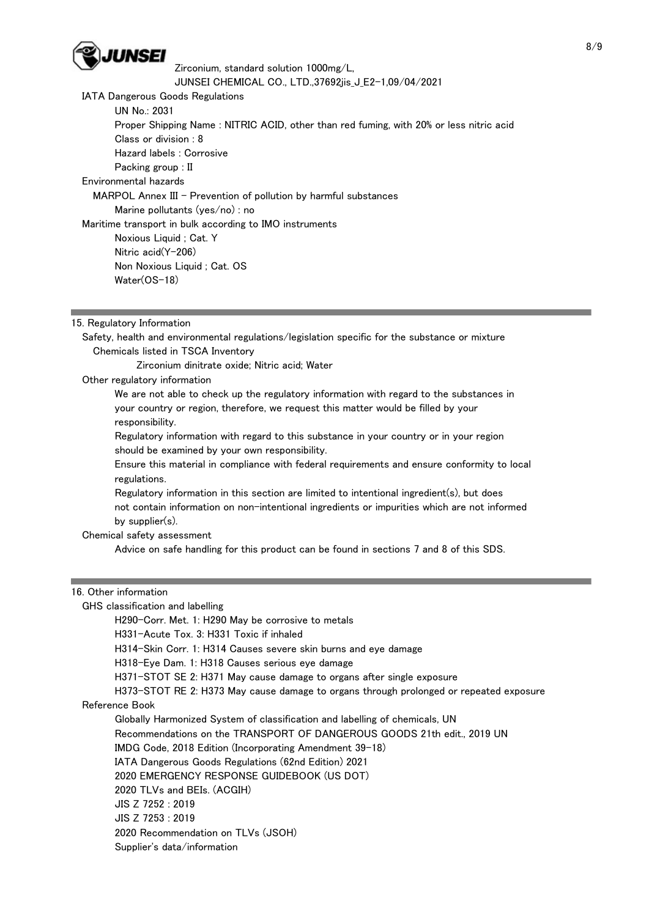IATA Dangerous Goods Regulations

UN No.: 2031

Proper Shipping Name : NITRIC ACID, other than red fuming, with 20% or less nitric acid

Class or division : 8

Hazard labels : Corrosive

Packing group : II

Environmental hazards

MARPOL Annex III - Prevention of pollution by harmful substances

Marine pollutants (yes/no) : no

Maritime transport in bulk according to IMO instruments

Noxious Liquid ; Cat. Y

Nitric acid(Y-206)

Non Noxious Liquid ; Cat. OS

Water(OS-18)

## 15. Regulatory Information

Safety, health and environmental regulations/legislation specific for the substance or mixture

Chemicals listed in TSCA Inventory

Zirconium dinitrate oxide; Nitric acid; Water

Other regulatory information

We are not able to check up the regulatory information with regard to the substances in your country or region, therefore, we request this matter would be filled by your responsibility.

Regulatory information with regard to this substance in your country or in your region should be examined by your own responsibility.

Ensure this material in compliance with federal requirements and ensure conformity to local regulations.

Regulatory information in this section are limited to intentional ingredient(s), but does not contain information on non-intentional ingredients or impurities which are not informed by supplier(s).

Chemical safety assessment

Advice on safe handling for this product can be found in sections 7 and 8 of this SDS.

## 16. Other information

GHS classification and labelling

H290-Corr. Met. 1: H290 May be corrosive to metals

H331-Acute Tox. 3: H331 Toxic if inhaled

H314-Skin Corr. 1: H314 Causes severe skin burns and eye damage

H318-Eye Dam. 1: H318 Causes serious eye damage

H371-STOT SE 2: H371 May cause damage to organs after single exposure

H373-STOT RE 2: H373 May cause damage to organs through prolonged or repeated exposure

Reference Book

Globally Harmonized System of classification and labelling of chemicals, UN

Recommendations on the TRANSPORT OF DANGEROUS GOODS 21th edit., 2019 UN

IMDG Code, 2018 Edition (Incorporating Amendment 39-18)

IATA Dangerous Goods Regulations (62nd Edition) 2021

2020 EMERGENCY RESPONSE GUIDEBOOK (US DOT)

2020 TLVs and BEIs. (ACGIH)

JIS Z 7252 : 2019

JIS Z 7253 : 2019

2020 Recommendation on TLVs (JSOH)

Supplier's data/information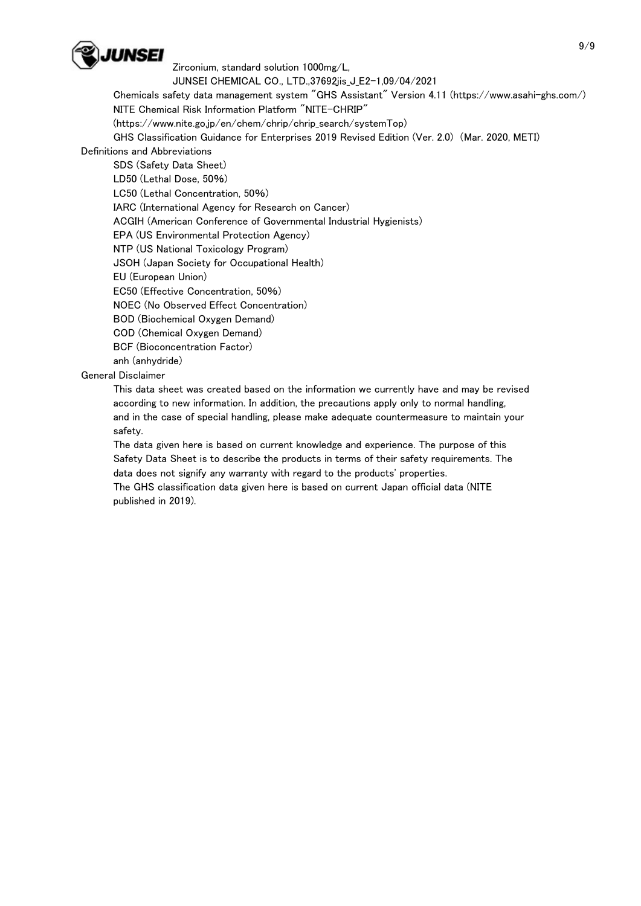Chemicals safety data management system "GHS Assistant" Version 4.11 (https://www.asahi-ghs.com/)

NITE Chemical Risk Information Platform "NITE-CHRIP"

(https://www.nite.go.jp/en/chem/chrip/chrip_search/systemTop)

GHS Classification Guidance for Enterprises 2019 Revised Edition (Ver. 2.0) (Mar. 2020, METI)

Definitions and Abbreviations

- SDS (Safety Data Sheet)
- LD50 (Lethal Dose, 50%)
- LC50 (Lethal Concentration, 50%)
- IARC (International Agency for Research on Cancer)
- ACGIH (American Conference of Governmental Industrial Hygienists)
- EPA (US Environmental Protection Agency)
- NTP (US National Toxicology Program)
- JSOH (Japan Society for Occupational Health)
- EU (European Union)
- EC50 (Effective Concentration, 50%)
- NOEC (No Observed Effect Concentration)
- BOD (Biochemical Oxygen Demand)
- COD (Chemical Oxygen Demand)
- BCF (Bioconcentration Factor)
- anh (anhydride)

General Disclaimer

This data sheet was created based on the information we currently have and may be revised according to new information. In addition, the precautions apply only to normal handling, and in the case of special handling, please make adequate countermeasure to maintain your safety.

The data given here is based on current knowledge and experience. The purpose of this Safety Data Sheet is to describe the products in terms of their safety requirements. The data does not signify any warranty with regard to the products' properties.

The GHS classification data given here is based on current Japan official data (NITE published in 2019).